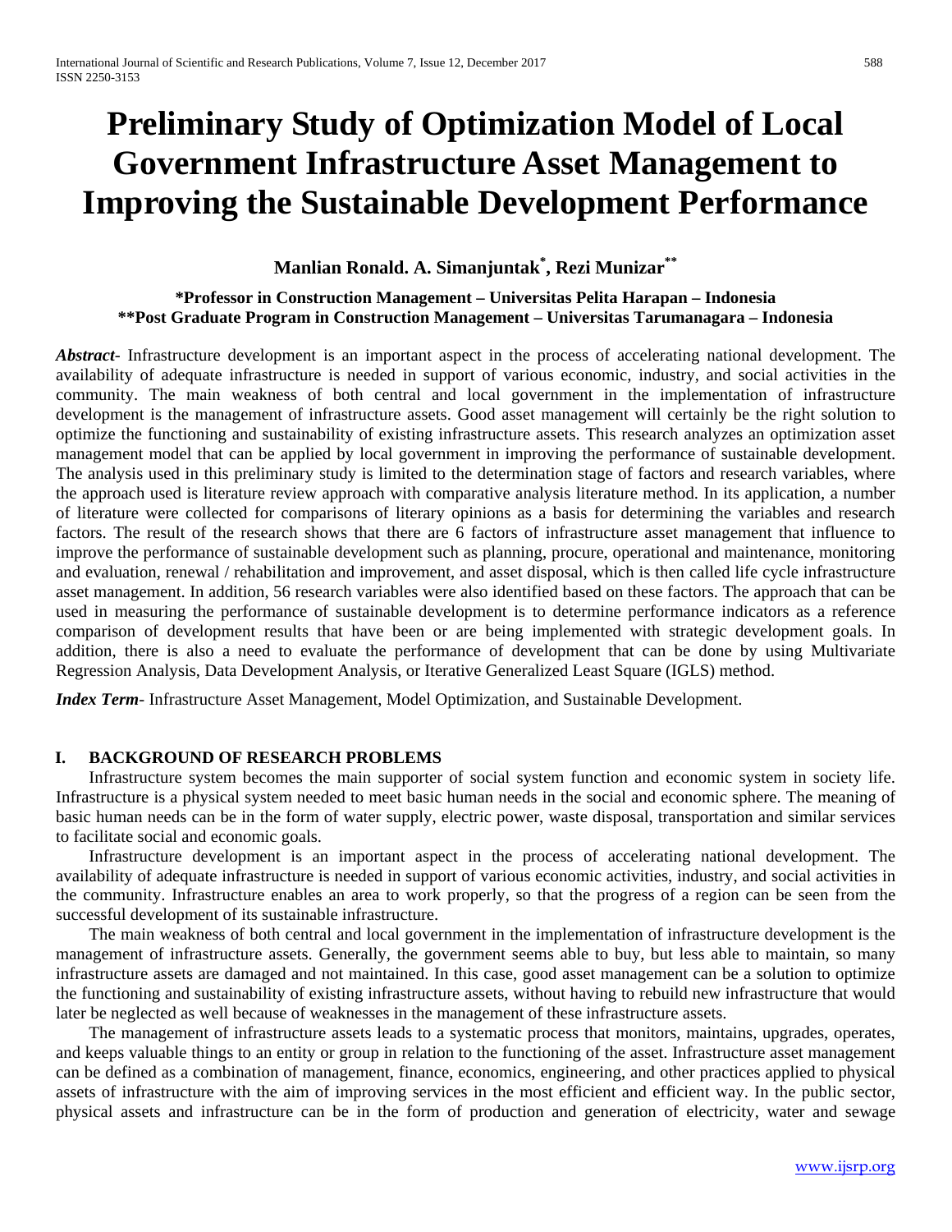# Preliminary Study of Optimization Model of Local Government Infrastructure Asset Management to Improving the Sustainable Development Performance

**Manlian Ronald. A. Simanjuntak[*], Rezi Munizar[**]**

**\*Professor in Construction Management – Universitas Pelita Harapan – Indonesia**
**\*\*Post Graduate Program in Construction Management – Universitas Tarumanagara – Indonesia**

***Abstract***- Infrastructure development is an important aspect in the process of accelerating national development. The availability of adequate infrastructure is needed in support of various economic, industry, and social activities in the community. The main weakness of both central and local government in the implementation of infrastructure development is the management of infrastructure assets. Good asset management will certainly be the right solution to optimize the functioning and sustainability of existing infrastructure assets. This research analyzes an optimization asset management model that can be applied by local government in improving the performance of sustainable development. The analysis used in this preliminary study is limited to the determination stage of factors and research variables, where the approach used is literature review approach with comparative analysis literature method. In its application, a number of literature were collected for comparisons of literary opinions as a basis for determining the variables and research factors. The result of the research shows that there are 6 factors of infrastructure asset management that influence to improve the performance of sustainable development such as planning, procure, operational and maintenance, monitoring and evaluation, renewal / rehabilitation and improvement, and asset disposal, which is then called life cycle infrastructure asset management. In addition, 56 research variables were also identified based on these factors. The approach that can be used in measuring the performance of sustainable development is to determine performance indicators as a reference comparison of development results that have been or are being implemented with strategic development goals. In addition, there is also a need to evaluate the performance of development that can be done by using Multivariate Regression Analysis, Data Development Analysis, or Iterative Generalized Least Square (IGLS) method.

***Index Term***- Infrastructure Asset Management, Model Optimization, and Sustainable Development.

## I. BACKGROUND OF RESEARCH PROBLEMS

Infrastructure system becomes the main supporter of social system function and economic system in society life. Infrastructure is a physical system needed to meet basic human needs in the social and economic sphere. The meaning of basic human needs can be in the form of water supply, electric power, waste disposal, transportation and similar services to facilitate social and economic goals.

Infrastructure development is an important aspect in the process of accelerating national development. The availability of adequate infrastructure is needed in support of various economic activities, industry, and social activities in the community. Infrastructure enables an area to work properly, so that the progress of a region can be seen from the successful development of its sustainable infrastructure.

The main weakness of both central and local government in the implementation of infrastructure development is the management of infrastructure assets. Generally, the government seems able to buy, but less able to maintain, so many infrastructure assets are damaged and not maintained. In this case, good asset management can be a solution to optimize the functioning and sustainability of existing infrastructure assets, without having to rebuild new infrastructure that would later be neglected as well because of weaknesses in the management of these infrastructure assets.

The management of infrastructure assets leads to a systematic process that monitors, maintains, upgrades, operates, and keeps valuable things to an entity or group in relation to the functioning of the asset. Infrastructure asset management can be defined as a combination of management, finance, economics, engineering, and other practices applied to physical assets of infrastructure with the aim of improving services in the most efficient and efficient way. In the public sector, physical assets and infrastructure can be in the form of production and generation of electricity, water and sewage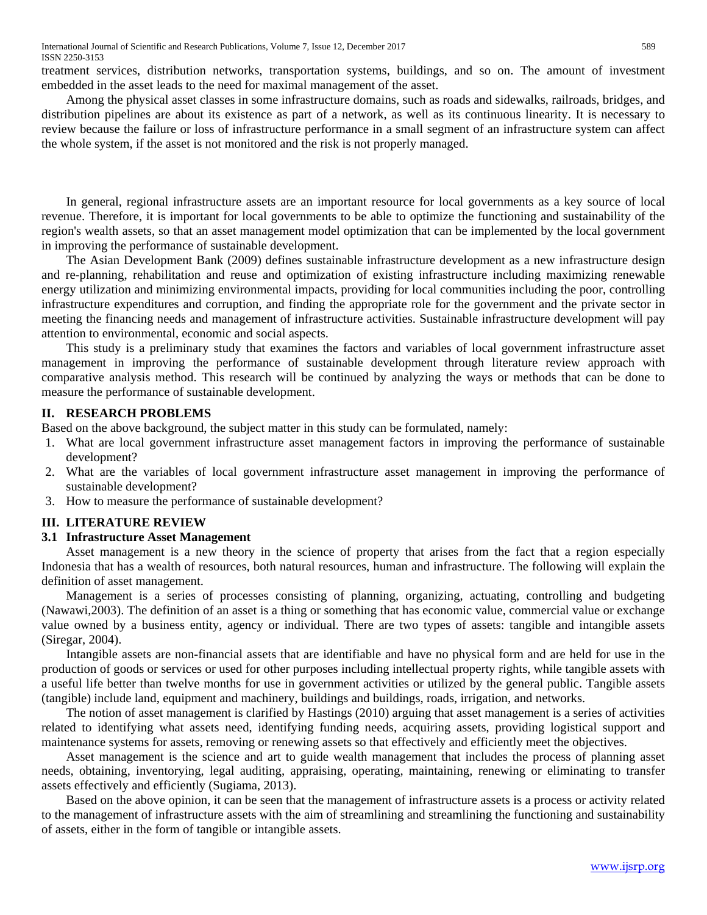treatment services, distribution networks, transportation systems, buildings, and so on. The amount of investment embedded in the asset leads to the need for maximal management of the asset.

Among the physical asset classes in some infrastructure domains, such as roads and sidewalks, railroads, bridges, and distribution pipelines are about its existence as part of a network, as well as its continuous linearity. It is necessary to review because the failure or loss of infrastructure performance in a small segment of an infrastructure system can affect the whole system, if the asset is not monitored and the risk is not properly managed.

In general, regional infrastructure assets are an important resource for local governments as a key source of local revenue. Therefore, it is important for local governments to be able to optimize the functioning and sustainability of the region's wealth assets, so that an asset management model optimization that can be implemented by the local government in improving the performance of sustainable development.

The Asian Development Bank (2009) defines sustainable infrastructure development as a new infrastructure design and re-planning, rehabilitation and reuse and optimization of existing infrastructure including maximizing renewable energy utilization and minimizing environmental impacts, providing for local communities including the poor, controlling infrastructure expenditures and corruption, and finding the appropriate role for the government and the private sector in meeting the financing needs and management of infrastructure activities. Sustainable infrastructure development will pay attention to environmental, economic and social aspects.

This study is a preliminary study that examines the factors and variables of local government infrastructure asset management in improving the performance of sustainable development through literature review approach with comparative analysis method. This research will be continued by analyzing the ways or methods that can be done to measure the performance of sustainable development.

## II. RESEARCH PROBLEMS

Based on the above background, the subject matter in this study can be formulated, namely:

1. What are local government infrastructure asset management factors in improving the performance of sustainable development?
2. What are the variables of local government infrastructure asset management in improving the performance of sustainable development?
3. How to measure the performance of sustainable development?

## III. LITERATURE REVIEW

### 3.1 Infrastructure Asset Management

Asset management is a new theory in the science of property that arises from the fact that a region especially Indonesia that has a wealth of resources, both natural resources, human and infrastructure. The following will explain the definition of asset management.

Management is a series of processes consisting of planning, organizing, actuating, controlling and budgeting (Nawawi,2003). The definition of an asset is a thing or something that has economic value, commercial value or exchange value owned by a business entity, agency or individual. There are two types of assets: tangible and intangible assets (Siregar, 2004).

Intangible assets are non-financial assets that are identifiable and have no physical form and are held for use in the production of goods or services or used for other purposes including intellectual property rights, while tangible assets with a useful life better than twelve months for use in government activities or utilized by the general public. Tangible assets (tangible) include land, equipment and machinery, buildings and buildings, roads, irrigation, and networks.

The notion of asset management is clarified by Hastings (2010) arguing that asset management is a series of activities related to identifying what assets need, identifying funding needs, acquiring assets, providing logistical support and maintenance systems for assets, removing or renewing assets so that effectively and efficiently meet the objectives.

Asset management is the science and art to guide wealth management that includes the process of planning asset needs, obtaining, inventorying, legal auditing, appraising, operating, maintaining, renewing or eliminating to transfer assets effectively and efficiently (Sugiama, 2013).

Based on the above opinion, it can be seen that the management of infrastructure assets is a process or activity related to the management of infrastructure assets with the aim of streamlining and streamlining the functioning and sustainability of assets, either in the form of tangible or intangible assets.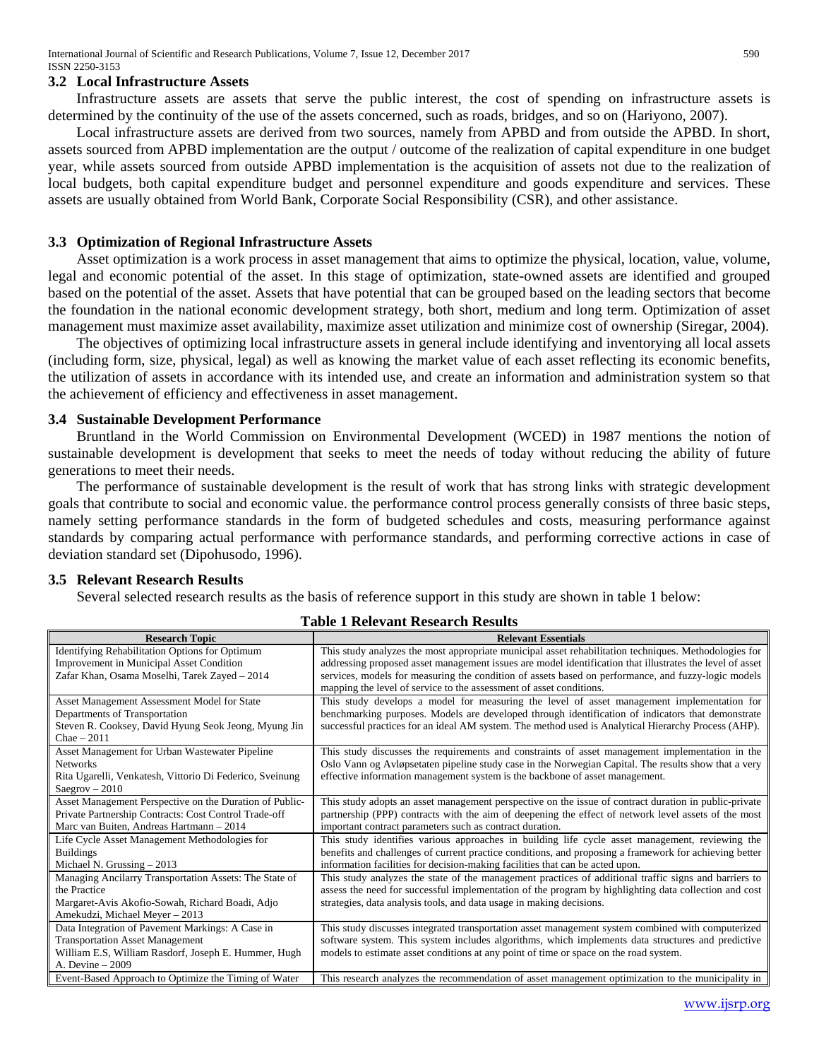### 3.2 Local Infrastructure Assets

Infrastructure assets are assets that serve the public interest, the cost of spending on infrastructure assets is determined by the continuity of the use of the assets concerned, such as roads, bridges, and so on (Hariyono, 2007).

Local infrastructure assets are derived from two sources, namely from APBD and from outside the APBD. In short, assets sourced from APBD implementation are the output / outcome of the realization of capital expenditure in one budget year, while assets sourced from outside APBD implementation is the acquisition of assets not due to the realization of local budgets, both capital expenditure budget and personnel expenditure and goods expenditure and services. These assets are usually obtained from World Bank, Corporate Social Responsibility (CSR), and other assistance.

### 3.3 Optimization of Regional Infrastructure Assets

Asset optimization is a work process in asset management that aims to optimize the physical, location, value, volume, legal and economic potential of the asset. In this stage of optimization, state-owned assets are identified and grouped based on the potential of the asset. Assets that have potential that can be grouped based on the leading sectors that become the foundation in the national economic development strategy, both short, medium and long term. Optimization of asset management must maximize asset availability, maximize asset utilization and minimize cost of ownership (Siregar, 2004).

The objectives of optimizing local infrastructure assets in general include identifying and inventorying all local assets (including form, size, physical, legal) as well as knowing the market value of each asset reflecting its economic benefits, the utilization of assets in accordance with its intended use, and create an information and administration system so that the achievement of efficiency and effectiveness in asset management.

### 3.4 Sustainable Development Performance

Bruntland in the World Commission on Environmental Development (WCED) in 1987 mentions the notion of sustainable development is development that seeks to meet the needs of today without reducing the ability of future generations to meet their needs.

The performance of sustainable development is the result of work that has strong links with strategic development goals that contribute to social and economic value. the performance control process generally consists of three basic steps, namely setting performance standards in the form of budgeted schedules and costs, measuring performance against standards by comparing actual performance with performance standards, and performing corrective actions in case of deviation standard set (Dipohusodo, 1996).

### 3.5 Relevant Research Results

Several selected research results as the basis of reference support in this study are shown in table 1 below:

**Table 1 Relevant Research Results**

| Research Topic | Relevant Essentials |
|---|---|
| Identifying Rehabilitation Options for Optimum Improvement in Municipal Asset Condition<br>Zafar Khan, Osama Moselhi, Tarek Zayed – 2014 | This study analyzes the most appropriate municipal asset rehabilitation techniques. Methodologies for addressing proposed asset management issues are model identification that illustrates the level of asset services, models for measuring the condition of assets based on performance, and fuzzy-logic models mapping the level of service to the assessment of asset conditions. |
| Asset Management Assessment Model for State Departments of Transportation<br>Steven R. Cooksey, David Hyung Seok Jeong, Myung Jin Chae – 2011 | This study develops a model for measuring the level of asset management implementation for benchmarking purposes. Models are developed through identification of indicators that demonstrate successful practices for an ideal AM system. The method used is Analytical Hierarchy Process (AHP). |
| Asset Management for Urban Wastewater Pipeline Networks<br>Rita Ugarelli, Venkatesh, Vittorio Di Federico, Sveinung Saegrov – 2010 | This study discusses the requirements and constraints of asset management implementation in the Oslo Vann og Avløpsetaten pipeline study case in the Norwegian Capital. The results show that a very effective information management system is the backbone of asset management. |
| Asset Management Perspective on the Duration of Public-Private Partnership Contracts: Cost Control Trade-off<br>Marc van Buiten, Andreas Hartmann – 2014 | This study adopts an asset management perspective on the issue of contract duration in public-private partnership (PPP) contracts with the aim of deepening the effect of network level assets of the most important contract parameters such as contract duration. |
| Life Cycle Asset Management Methodologies for Buildings<br>Michael N. Grussing – 2013 | This study identifies various approaches in building life cycle asset management, reviewing the benefits and challenges of current practice conditions, and proposing a framework for achieving better information facilities for decision-making facilities that can be acted upon. |
| Managing Ancilarry Transportation Assets: The State of the Practice<br>Margaret-Avis Akofio-Sowah, Richard Boadi, Adjo Amekudzi, Michael Meyer – 2013 | This study analyzes the state of the management practices of additional traffic signs and barriers to assess the need for successful implementation of the program by highlighting data collection and cost strategies, data analysis tools, and data usage in making decisions. |
| Data Integration of Pavement Markings: A Case in Transportation Asset Management<br>William E.S, William Rasdorf, Joseph E. Hummer, Hugh A. Devine – 2009 | This study discusses integrated transportation asset management system combined with computerized software system. This system includes algorithms, which implements data structures and predictive models to estimate asset conditions at any point of time or space on the road system. |
| Event-Based Approach to Optimize the Timing of Water | This research analyzes the recommendation of asset management optimization to the municipality in |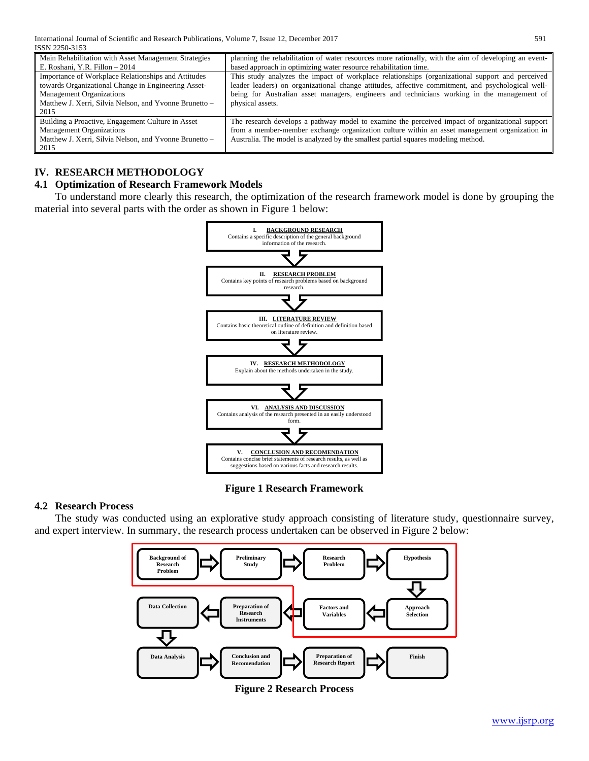| | |
|---|---|
| Main Rehabilitation with Asset Management Strategies<br>E. Roshani, Y.R. Fillon – 2014 | planning the rehabilitation of water resources more rationally, with the aim of developing an event-based approach in optimizing water resource rehabilitation time. |
| Importance of Workplace Relationships and Attitudes towards Organizational Change in Engineering Asset-Management Organizations<br>Matthew J. Xerri, Silvia Nelson, and Yvonne Brunetto – 2015 | This study analyzes the impact of workplace relationships (organizational support and perceived leader leaders) on organizational change attitudes, affective commitment, and psychological well-being for Australian asset managers, engineers and technicians working in the management of physical assets. |
| Building a Proactive, Engagement Culture in Asset Management Organizations<br>Matthew J. Xerri, Silvia Nelson, and Yvonne Brunetto – 2015 | The research develops a pathway model to examine the perceived impact of organizational support from a member-member exchange organization culture within an asset management organization in Australia. The model is analyzed by the smallest partial squares modeling method. |

## IV. RESEARCH METHODOLOGY

### 4.1 Optimization of Research Framework Models

To understand more clearly this research, the optimization of the research framework model is done by grouping the material into several parts with the order as shown in Figure 1 below:

**I. BACKGROUND RESEARCH**
Contains a specific description of the general background information of the research.

**II. RESEARCH PROBLEM**
Contains key points of research problems based on background research.

**III. LITERATURE REVIEW**
Contains basic theoretical outline of definition and definition based on literature review.

**IV. RESEARCH METHODOLOGY**
Explain about the methods undertaken in the study.

**VI. ANALYSIS AND DISCUSSION**
Contains analysis of the research presented in an easily understood form.

**V. CONCLUSION AND RECOMENDATION**
Contains concise brief statements of research results, as well as suggestions based on various facts and research results.

**Figure 1 Research Framework**

### 4.2 Research Process

The study was conducted using an explorative study approach consisting of literature study, questionnaire survey, and expert interview. In summary, the research process undertaken can be observed in Figure 2 below:

Background of Research Problem → Preliminary Study → Research Problem → Hypothesis → Approach Selection → Factors and Variables → Preparation of Research Instruments → Data Collection → Data Analysis → Conclusion and Recomendation → Preparation of Research Report → Finish

**Figure 2 Research Process**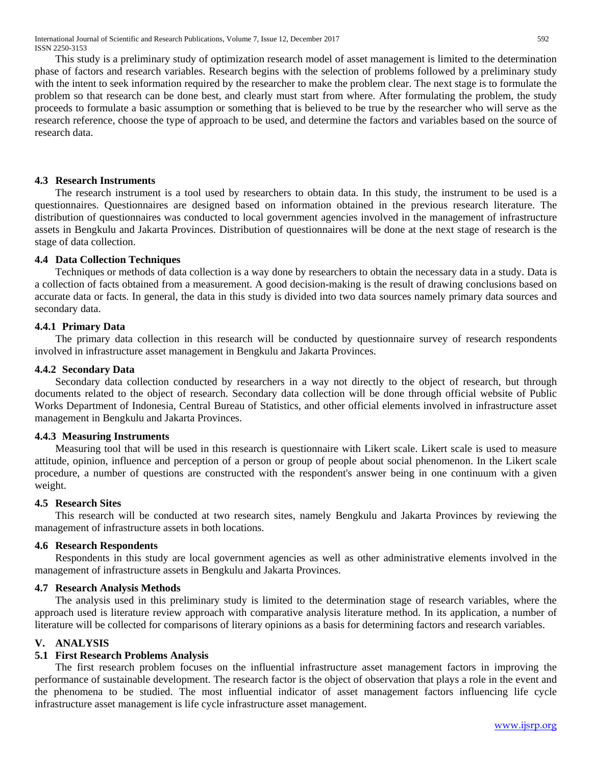This study is a preliminary study of optimization research model of asset management is limited to the determination phase of factors and research variables. Research begins with the selection of problems followed by a preliminary study with the intent to seek information required by the researcher to make the problem clear. The next stage is to formulate the problem so that research can be done best, and clearly must start from where. After formulating the problem, the study proceeds to formulate a basic assumption or something that is believed to be true by the researcher who will serve as the research reference, choose the type of approach to be used, and determine the factors and variables based on the source of research data.

### 4.3 Research Instruments

The research instrument is a tool used by researchers to obtain data. In this study, the instrument to be used is a questionnaires. Questionnaires are designed based on information obtained in the previous research literature. The distribution of questionnaires was conducted to local government agencies involved in the management of infrastructure assets in Bengkulu and Jakarta Provinces. Distribution of questionnaires will be done at the next stage of research is the stage of data collection.

### 4.4 Data Collection Techniques

Techniques or methods of data collection is a way done by researchers to obtain the necessary data in a study. Data is a collection of facts obtained from a measurement. A good decision-making is the result of drawing conclusions based on accurate data or facts. In general, the data in this study is divided into two data sources namely primary data sources and secondary data.

#### 4.4.1 Primary Data

The primary data collection in this research will be conducted by questionnaire survey of research respondents involved in infrastructure asset management in Bengkulu and Jakarta Provinces.

#### 4.4.2 Secondary Data

Secondary data collection conducted by researchers in a way not directly to the object of research, but through documents related to the object of research. Secondary data collection will be done through official website of Public Works Department of Indonesia, Central Bureau of Statistics, and other official elements involved in infrastructure asset management in Bengkulu and Jakarta Provinces.

#### 4.4.3 Measuring Instruments

Measuring tool that will be used in this research is questionnaire with Likert scale. Likert scale is used to measure attitude, opinion, influence and perception of a person or group of people about social phenomenon. In the Likert scale procedure, a number of questions are constructed with the respondent's answer being in one continuum with a given weight.

### 4.5 Research Sites

This research will be conducted at two research sites, namely Bengkulu and Jakarta Provinces by reviewing the management of infrastructure assets in both locations.

### 4.6 Research Respondents

Respondents in this study are local government agencies as well as other administrative elements involved in the management of infrastructure assets in Bengkulu and Jakarta Provinces.

### 4.7 Research Analysis Methods

The analysis used in this preliminary study is limited to the determination stage of research variables, where the approach used is literature review approach with comparative analysis literature method. In its application, a number of literature will be collected for comparisons of literary opinions as a basis for determining factors and research variables.

## V. ANALYSIS

### 5.1 First Research Problems Analysis

The first research problem focuses on the influential infrastructure asset management factors in improving the performance of sustainable development. The research factor is the object of observation that plays a role in the event and the phenomena to be studied. The most influential indicator of asset management factors influencing life cycle infrastructure asset management is life cycle infrastructure asset management.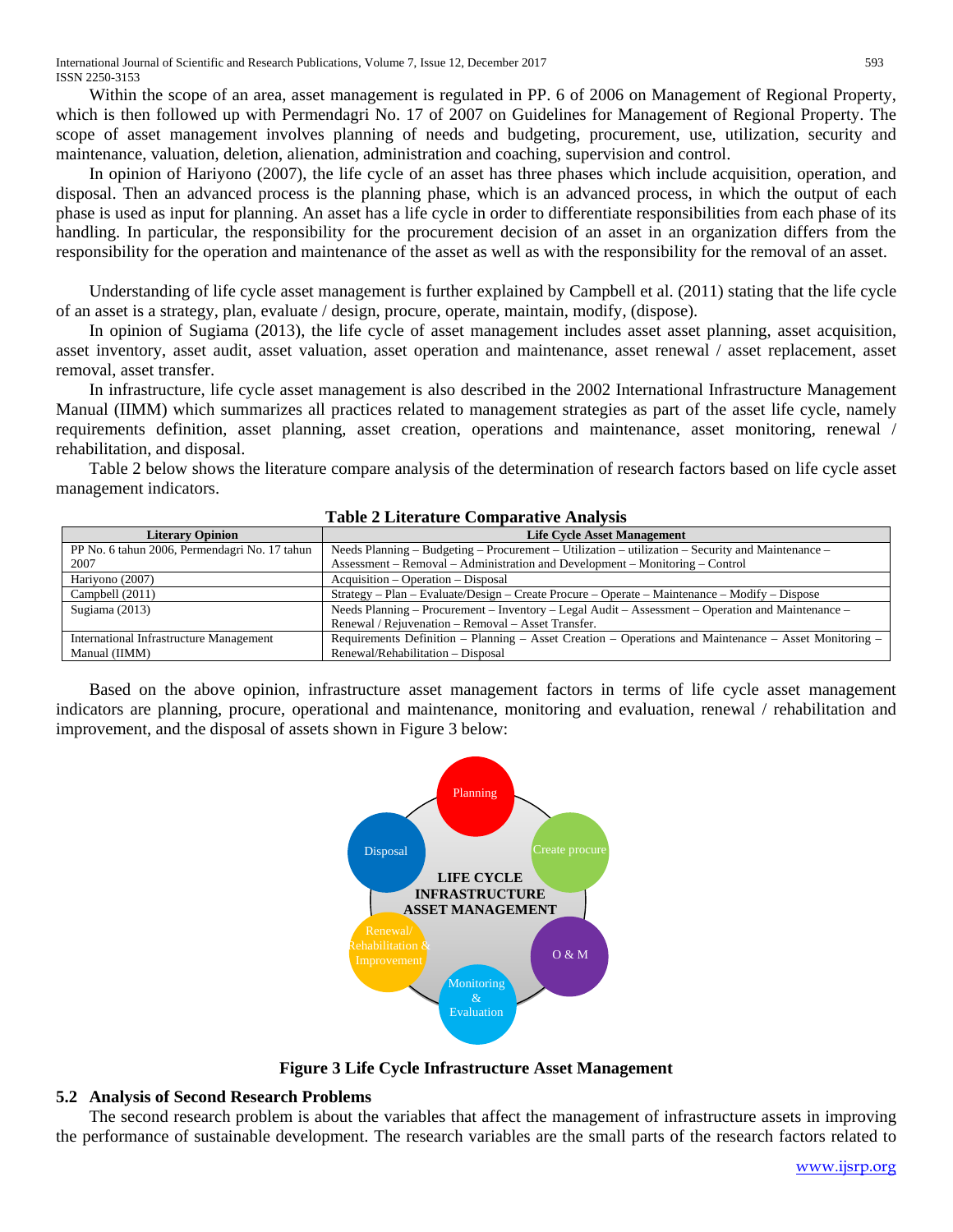Within the scope of an area, asset management is regulated in PP. 6 of 2006 on Management of Regional Property, which is then followed up with Permendagri No. 17 of 2007 on Guidelines for Management of Regional Property. The scope of asset management involves planning of needs and budgeting, procurement, use, utilization, security and maintenance, valuation, deletion, alienation, administration and coaching, supervision and control.

In opinion of Hariyono (2007), the life cycle of an asset has three phases which include acquisition, operation, and disposal. Then an advanced process is the planning phase, which is an advanced process, in which the output of each phase is used as input for planning. An asset has a life cycle in order to differentiate responsibilities from each phase of its handling. In particular, the responsibility for the procurement decision of an asset in an organization differs from the responsibility for the operation and maintenance of the asset as well as with the responsibility for the removal of an asset.

Understanding of life cycle asset management is further explained by Campbell et al. (2011) stating that the life cycle of an asset is a strategy, plan, evaluate / design, procure, operate, maintain, modify, (dispose).

In opinion of Sugiama (2013), the life cycle of asset management includes asset asset planning, asset acquisition, asset inventory, asset audit, asset valuation, asset operation and maintenance, asset renewal / asset replacement, asset removal, asset transfer.

In infrastructure, life cycle asset management is also described in the 2002 International Infrastructure Management Manual (IIMM) which summarizes all practices related to management strategies as part of the asset life cycle, namely requirements definition, asset planning, asset creation, operations and maintenance, asset monitoring, renewal / rehabilitation, and disposal.

Table 2 below shows the literature compare analysis of the determination of research factors based on life cycle asset management indicators.

**Table 2 Literature Comparative Analysis**

| Literary Opinion | Life Cycle Asset Management |
|---|---|
| PP No. 6 tahun 2006, Permendagri No. 17 tahun 2007 | Needs Planning – Budgeting – Procurement – Utilization – utilization – Security and Maintenance – Assessment – Removal – Administration and Development – Monitoring – Control |
| Hariyono (2007) | Acquisition – Operation – Disposal |
| Campbell (2011) | Strategy – Plan – Evaluate/Design – Create Procure – Operate – Maintenance – Modify – Dispose |
| Sugiama (2013) | Needs Planning – Procurement – Inventory – Legal Audit – Assessment – Operation and Maintenance – Renewal / Rejuvenation – Removal – Asset Transfer. |
| International Infrastructure Management Manual (IIMM) | Requirements Definition – Planning – Asset Creation – Operations and Maintenance – Asset Monitoring – Renewal/Rehabilitation – Disposal |

Based on the above opinion, infrastructure asset management factors in terms of life cycle asset management indicators are planning, procure, operational and maintenance, monitoring and evaluation, renewal / rehabilitation and improvement, and the disposal of assets shown in Figure 3 below:

LIFE CYCLE INFRASTRUCTURE ASSET MANAGEMENT

Planning – Create procure – O & M – Monitoring & Evaluation – Renewal/ Rehabilitation & Improvement – Disposal

**Figure 3 Life Cycle Infrastructure Asset Management**

### 5.2 Analysis of Second Research Problems

The second research problem is about the variables that affect the management of infrastructure assets in improving the performance of sustainable development. The research variables are the small parts of the research factors related to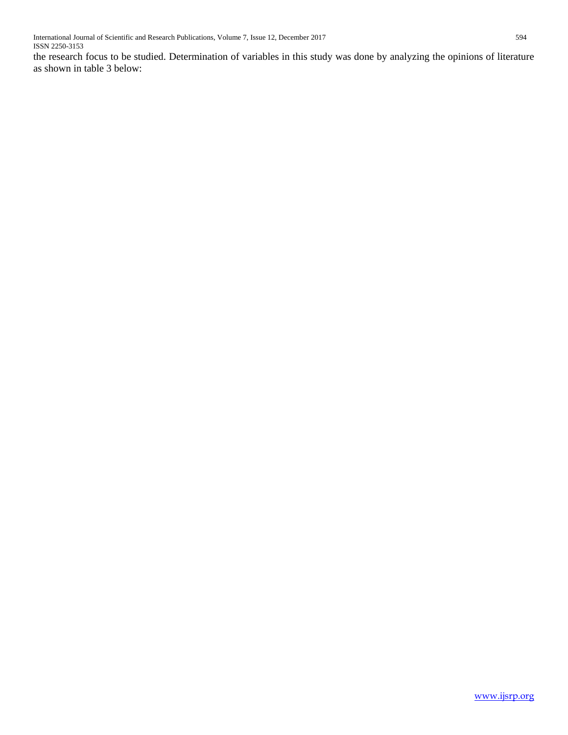the research focus to be studied. Determination of variables in this study was done by analyzing the opinions of literature as shown in table 3 below: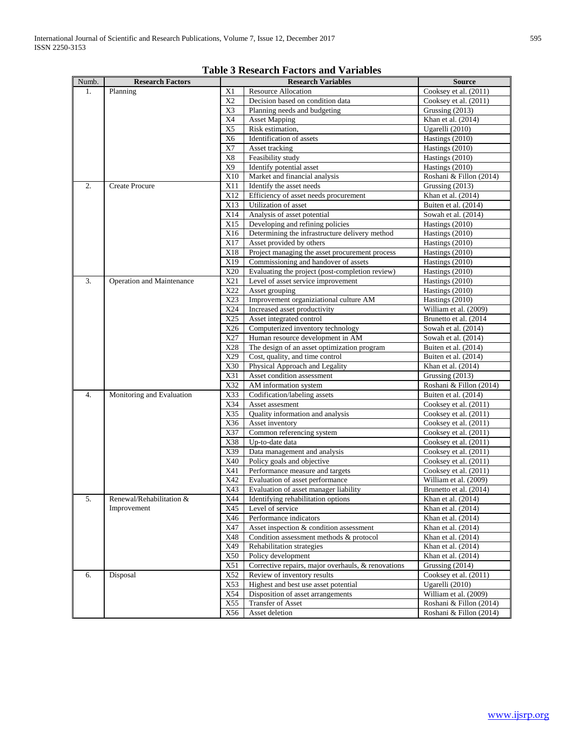**Table 3 Research Factors and Variables**

| Numb. | Research Factors | Research Variables | | Source |
|---|---|---|---|---|
| 1. | Planning | X1 | Resource Allocation | Cooksey et al. (2011) |
| | | X2 | Decision based on condition data | Cooksey et al. (2011) |
| | | X3 | Planning needs and budgeting | Grussing (2013) |
| | | X4 | Asset Mapping | Khan et al. (2014) |
| | | X5 | Risk estimation, | Ugarelli (2010) |
| | | X6 | Identification of assets | Hastings (2010) |
| | | X7 | Asset tracking | Hastings (2010) |
| | | X8 | Feasibility study | Hastings (2010) |
| | | X9 | Identify potential asset | Hastings (2010) |
| | | X10 | Market and financial analysis | Roshani & Fillon (2014) |
| 2. | Create Procure | X11 | Identify the asset needs | Grussing (2013) |
| | | X12 | Efficiency of asset needs procurement | Khan et al. (2014) |
| | | X13 | Utilization of asset | Buiten et al. (2014) |
| | | X14 | Analysis of asset potential | Sowah et al. (2014) |
| | | X15 | Developing and refining policies | Hastings (2010) |
| | | X16 | Determining the infrastructure delivery method | Hastings (2010) |
| | | X17 | Asset provided by others | Hastings (2010) |
| | | X18 | Project managing the asset procurement process | Hastings (2010) |
| | | X19 | Commissioning and handover of assets | Hastings (2010) |
| | | X20 | Evaluating the project (post-completion review) | Hastings (2010) |
| 3. | Operation and Maintenance | X21 | Level of asset service improvement | Hastings (2010) |
| | | X22 | Asset grouping | Hastings (2010) |
| | | X23 | Improvement organiziational culture AM | Hastings (2010) |
| | | X24 | Increased asset productivity | William et al. (2009) |
| | | X25 | Asset integrated control | Brunetto et al. (2014 |
| | | X26 | Computerized inventory technology | Sowah et al. (2014) |
| | | X27 | Human resource development in AM | Sowah et al. (2014) |
| | | X28 | The design of an asset optimization program | Buiten et al. (2014) |
| | | X29 | Cost, quality, and time control | Buiten et al. (2014) |
| | | X30 | Physical Approach and Legality | Khan et al. (2014) |
| | | X31 | Asset condition assessment | Grussing (2013) |
| | | X32 | AM information system | Roshani & Fillon (2014) |
| 4. | Monitoring and Evaluation | X33 | Codification/labeling assets | Buiten et al. (2014) |
| | | X34 | Asset assesment | Cooksey et al. (2011) |
| | | X35 | Quality information and analysis | Cooksey et al. (2011) |
| | | X36 | Asset inventory | Cooksey et al. (2011) |
| | | X37 | Common referencing system | Cooksey et al. (2011) |
| | | X38 | Up-to-date data | Cooksey et al. (2011) |
| | | X39 | Data management and analysis | Cooksey et al. (2011) |
| | | X40 | Policy goals and objective | Cooksey et al. (2011) |
| | | X41 | Performance measure and targets | Cooksey et al. (2011) |
| | | X42 | Evaluation of asset performance | William et al. (2009) |
| | | X43 | Evaluation of asset manager liability | Brunetto et al. (2014) |
| 5. | Renewal/Rehabilitation & Improvement | X44 | Identifying rehabilitation options | Khan et al. (2014) |
| | | X45 | Level of service | Khan et al. (2014) |
| | | X46 | Performance indicators | Khan et al. (2014) |
| | | X47 | Asset inspection & condition assessment | Khan et al. (2014) |
| | | X48 | Condition assessment methods & protocol | Khan et al. (2014) |
| | | X49 | Rehabilitation strategies | Khan et al. (2014) |
| | | X50 | Policy development | Khan et al. (2014) |
| | | X51 | Corrective repairs, major overhauls, & renovations | Grussing (2014) |
| 6. | Disposal | X52 | Review of inventory results | Cooksey et al. (2011) |
| | | X53 | Highest and best use asset potential | Ugarelli (2010) |
| | | X54 | Disposition of asset arrangements | William et al. (2009) |
| | | X55 | Transfer of Asset | Roshani & Fillon (2014) |
| | | X56 | Asset deletion | Roshani & Fillon (2014) |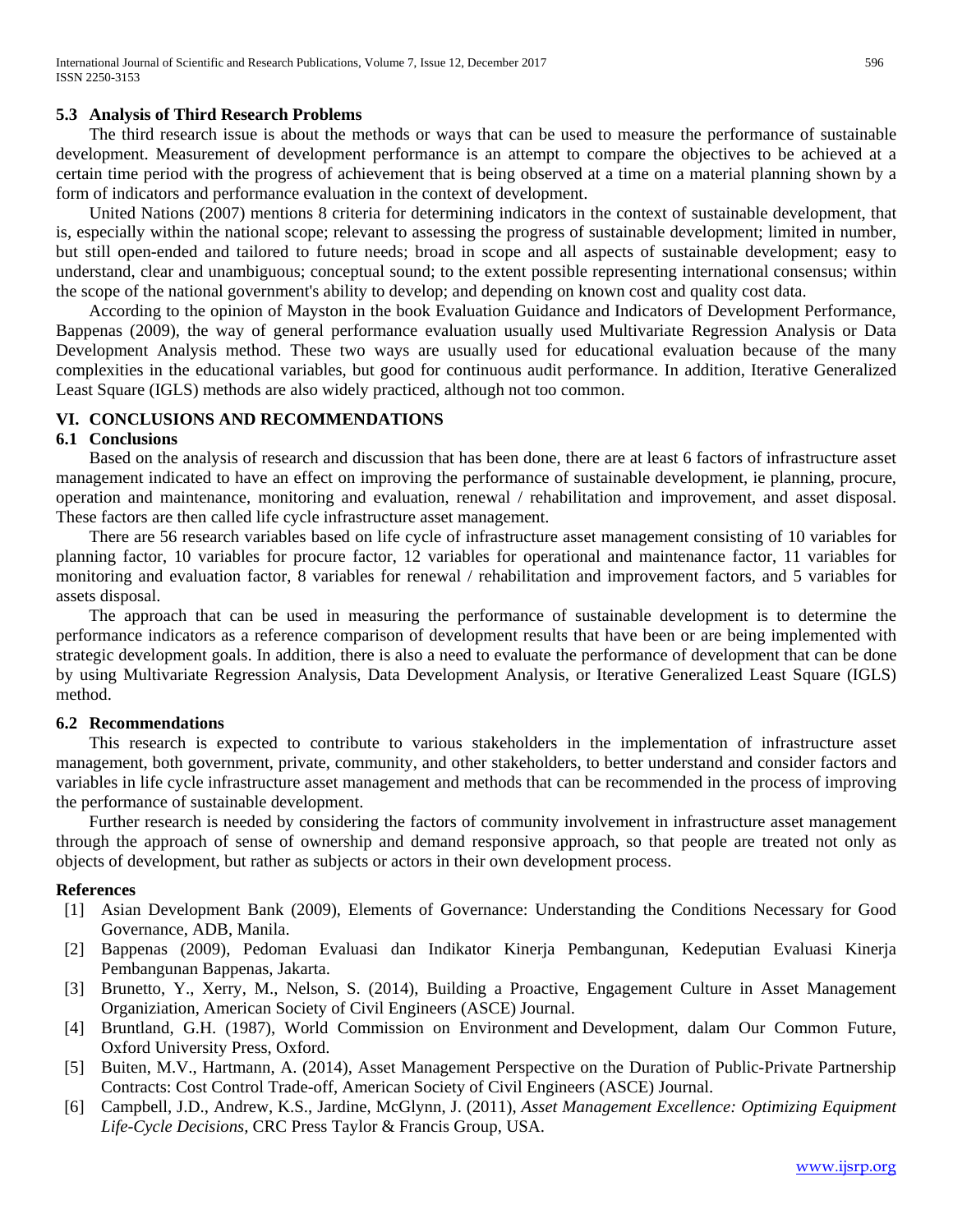### 5.3 Analysis of Third Research Problems

The third research issue is about the methods or ways that can be used to measure the performance of sustainable development. Measurement of development performance is an attempt to compare the objectives to be achieved at a certain time period with the progress of achievement that is being observed at a time on a material planning shown by a form of indicators and performance evaluation in the context of development.

United Nations (2007) mentions 8 criteria for determining indicators in the context of sustainable development, that is, especially within the national scope; relevant to assessing the progress of sustainable development; limited in number, but still open-ended and tailored to future needs; broad in scope and all aspects of sustainable development; easy to understand, clear and unambiguous; conceptual sound; to the extent possible representing international consensus; within the scope of the national government's ability to develop; and depending on known cost and quality cost data.

According to the opinion of Mayston in the book Evaluation Guidance and Indicators of Development Performance, Bappenas (2009), the way of general performance evaluation usually used Multivariate Regression Analysis or Data Development Analysis method. These two ways are usually used for educational evaluation because of the many complexities in the educational variables, but good for continuous audit performance. In addition, Iterative Generalized Least Square (IGLS) methods are also widely practiced, although not too common.

## VI. CONCLUSIONS AND RECOMMENDATIONS

### 6.1 Conclusions

Based on the analysis of research and discussion that has been done, there are at least 6 factors of infrastructure asset management indicated to have an effect on improving the performance of sustainable development, ie planning, procure, operation and maintenance, monitoring and evaluation, renewal / rehabilitation and improvement, and asset disposal. These factors are then called life cycle infrastructure asset management.

There are 56 research variables based on life cycle of infrastructure asset management consisting of 10 variables for planning factor, 10 variables for procure factor, 12 variables for operational and maintenance factor, 11 variables for monitoring and evaluation factor, 8 variables for renewal / rehabilitation and improvement factors, and 5 variables for assets disposal.

The approach that can be used in measuring the performance of sustainable development is to determine the performance indicators as a reference comparison of development results that have been or are being implemented with strategic development goals. In addition, there is also a need to evaluate the performance of development that can be done by using Multivariate Regression Analysis, Data Development Analysis, or Iterative Generalized Least Square (IGLS) method.

### 6.2 Recommendations

This research is expected to contribute to various stakeholders in the implementation of infrastructure asset management, both government, private, community, and other stakeholders, to better understand and consider factors and variables in life cycle infrastructure asset management and methods that can be recommended in the process of improving the performance of sustainable development.

Further research is needed by considering the factors of community involvement in infrastructure asset management through the approach of sense of ownership and demand responsive approach, so that people are treated not only as objects of development, but rather as subjects or actors in their own development process.

## References

[1] Asian Development Bank (2009), Elements of Governance: Understanding the Conditions Necessary for Good Governance, ADB, Manila.

[2] Bappenas (2009), Pedoman Evaluasi dan Indikator Kinerja Pembangunan, Kedeputian Evaluasi Kinerja Pembangunan Bappenas, Jakarta.

[3] Brunetto, Y., Xerry, M., Nelson, S. (2014), Building a Proactive, Engagement Culture in Asset Management Organiziation, American Society of Civil Engineers (ASCE) Journal.

[4] Bruntland, G.H. (1987), World Commission on Environment and Development, dalam Our Common Future, Oxford University Press, Oxford.

[5] Buiten, M.V., Hartmann, A. (2014), Asset Management Perspective on the Duration of Public-Private Partnership Contracts: Cost Control Trade-off, American Society of Civil Engineers (ASCE) Journal.

[6] Campbell, J.D., Andrew, K.S., Jardine, McGlynn, J. (2011), *Asset Management Excellence: Optimizing Equipment Life-Cycle Decisions,* CRC Press Taylor & Francis Group, USA.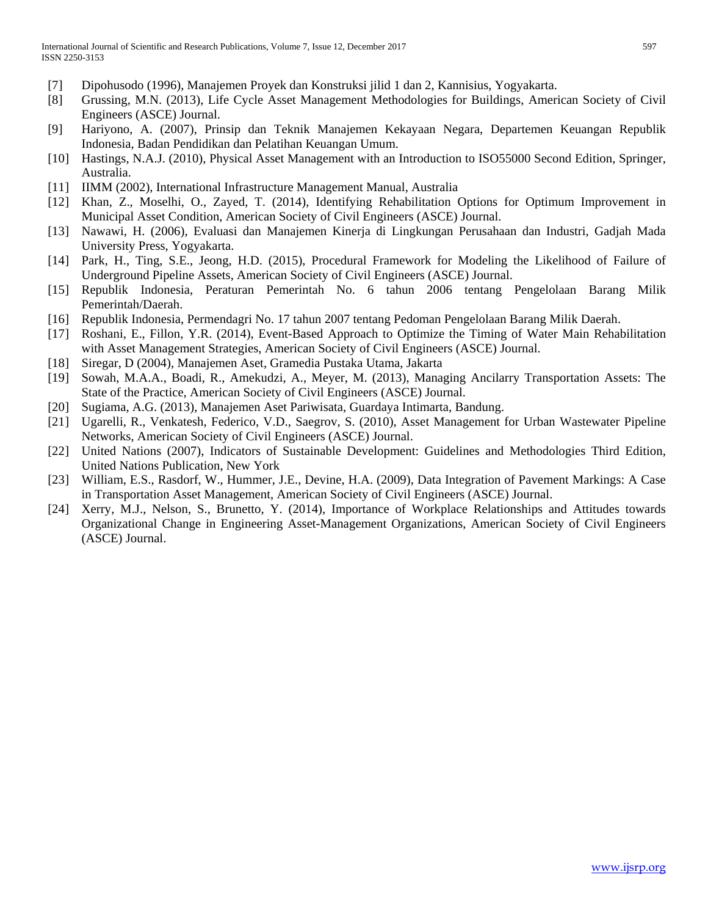[7] Dipohusodo (1996), Manajemen Proyek dan Konstruksi jilid 1 dan 2, Kannisius, Yogyakarta.

[8] Grussing, M.N. (2013), Life Cycle Asset Management Methodologies for Buildings, American Society of Civil Engineers (ASCE) Journal.

[9] Hariyono, A. (2007), Prinsip dan Teknik Manajemen Kekayaan Negara, Departemen Keuangan Republik Indonesia, Badan Pendidikan dan Pelatihan Keuangan Umum.

[10] Hastings, N.A.J. (2010), Physical Asset Management with an Introduction to ISO55000 Second Edition, Springer, Australia.

[11] IIMM (2002), International Infrastructure Management Manual, Australia

[12] Khan, Z., Moselhi, O., Zayed, T. (2014), Identifying Rehabilitation Options for Optimum Improvement in Municipal Asset Condition, American Society of Civil Engineers (ASCE) Journal.

[13] Nawawi, H. (2006), Evaluasi dan Manajemen Kinerja di Lingkungan Perusahaan dan Industri, Gadjah Mada University Press, Yogyakarta.

[14] Park, H., Ting, S.E., Jeong, H.D. (2015), Procedural Framework for Modeling the Likelihood of Failure of Underground Pipeline Assets, American Society of Civil Engineers (ASCE) Journal.

[15] Republik Indonesia, Peraturan Pemerintah No. 6 tahun 2006 tentang Pengelolaan Barang Milik Pemerintah/Daerah.

[16] Republik Indonesia, Permendagri No. 17 tahun 2007 tentang Pedoman Pengelolaan Barang Milik Daerah.

[17] Roshani, E., Fillon, Y.R. (2014), Event-Based Approach to Optimize the Timing of Water Main Rehabilitation with Asset Management Strategies, American Society of Civil Engineers (ASCE) Journal.

[18] Siregar, D (2004), Manajemen Aset, Gramedia Pustaka Utama, Jakarta

[19] Sowah, M.A.A., Boadi, R., Amekudzi, A., Meyer, M. (2013), Managing Ancilarry Transportation Assets: The State of the Practice, American Society of Civil Engineers (ASCE) Journal.

[20] Sugiama, A.G. (2013), Manajemen Aset Pariwisata, Guardaya Intimarta, Bandung.

[21] Ugarelli, R., Venkatesh, Federico, V.D., Saegrov, S. (2010), Asset Management for Urban Wastewater Pipeline Networks, American Society of Civil Engineers (ASCE) Journal.

[22] United Nations (2007), Indicators of Sustainable Development: Guidelines and Methodologies Third Edition, United Nations Publication, New York

[23] William, E.S., Rasdorf, W., Hummer, J.E., Devine, H.A. (2009), Data Integration of Pavement Markings: A Case in Transportation Asset Management, American Society of Civil Engineers (ASCE) Journal.

[24] Xerry, M.J., Nelson, S., Brunetto, Y. (2014), Importance of Workplace Relationships and Attitudes towards Organizational Change in Engineering Asset-Management Organizations, American Society of Civil Engineers (ASCE) Journal.